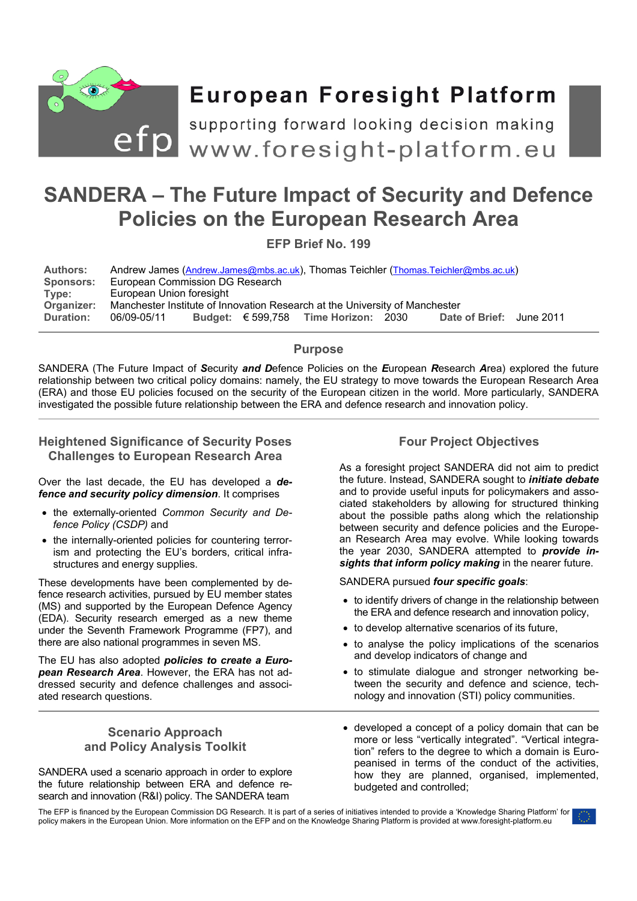# European Foresight Platform

supporting forward looking decision making

www.foresight-platform.eu

# SANDERA – The Future Impact of Security and Defence Policies on the European Research Area

**EFP Brief No. 199**

**Authors:** Andrew James (Andrew.James@mbs.ac.uk), Thomas Teichler (Thomas.Teichler@mbs.ac.uk)
**Sponsors:** European Commission DG Research
**Type:** European Union foresight
**Organizer:** Manchester Institute of Innovation Research at the University of Manchester
**Duration:** 06/09-05/11 **Budget:** € 599,758 **Time Horizon:** 2030 **Date of Brief:** June 2011

## Purpose

SANDERA (The Future Impact of ***S***ecurity ***and D***efence Policies on the ***E***uropean ***R***esearch ***A***rea) explored the future relationship between two critical policy domains: namely, the EU strategy to move towards the European Research Area (ERA) and those EU policies focused on the security of the European citizen in the world. More particularly, SANDERA investigated the possible future relationship between the ERA and defence research and innovation policy.

## Heightened Significance of Security Poses Challenges to European Research Area

Over the last decade, the EU has developed a ***defence and security policy dimension***. It comprises

- the externally-oriented *Common Security and Defence Policy (CSDP)* and
- the internally-oriented policies for countering terrorism and protecting the EU's borders, critical infrastructures and energy supplies.

These developments have been complemented by defence research activities, pursued by EU member states (MS) and supported by the European Defence Agency (EDA). Security research emerged as a new theme under the Seventh Framework Programme (FP7), and there are also national programmes in seven MS.

The EU has also adopted ***policies to create a European Research Area***. However, the ERA has not addressed security and defence challenges and associated research questions.

## Four Project Objectives

As a foresight project SANDERA did not aim to predict the future. Instead, SANDERA sought to ***initiate debate*** and to provide useful inputs for policymakers and associated stakeholders by allowing for structured thinking about the possible paths along which the relationship between security and defence policies and the European Research Area may evolve. While looking towards the year 2030, SANDERA attempted to ***provide insights that inform policy making*** in the nearer future.

SANDERA pursued ***four specific goals***:

- to identify drivers of change in the relationship between the ERA and defence research and innovation policy,
- to develop alternative scenarios of its future,
- to analyse the policy implications of the scenarios and develop indicators of change and
- to stimulate dialogue and stronger networking between the security and defence and science, technology and innovation (STI) policy communities.

## Scenario Approach and Policy Analysis Toolkit

SANDERA used a scenario approach in order to explore the future relationship between ERA and defence research and innovation (R&I) policy. The SANDERA team

- developed a concept of a policy domain that can be more or less "vertically integrated". "Vertical integration" refers to the degree to which a domain is Europeanised in terms of the conduct of the activities, how they are planned, organised, implemented, budgeted and controlled;

The EFP is financed by the European Commission DG Research. It is part of a series of initiatives intended to provide a 'Knowledge Sharing Platform' for policy makers in the European Union. More information on the EFP and on the Knowledge Sharing Platform is provided at www.foresight-platform.eu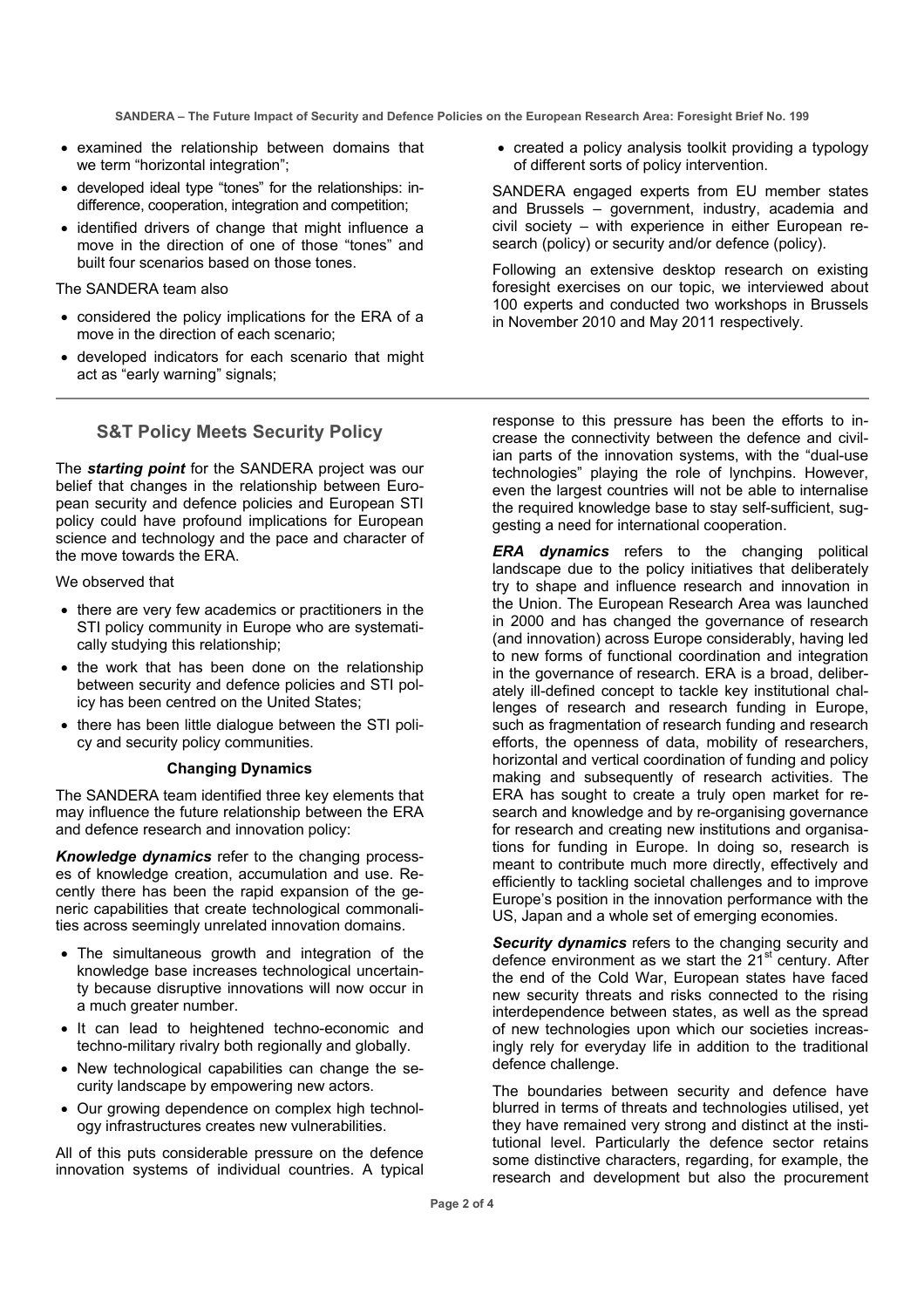- examined the relationship between domains that we term "horizontal integration";
- developed ideal type "tones" for the relationships: indifference, cooperation, integration and competition;
- identified drivers of change that might influence a move in the direction of one of those "tones" and built four scenarios based on those tones.

The SANDERA team also

- considered the policy implications for the ERA of a move in the direction of each scenario;
- developed indicators for each scenario that might act as "early warning" signals;
- created a policy analysis toolkit providing a typology of different sorts of policy intervention.

SANDERA engaged experts from EU member states and Brussels – government, industry, academia and civil society – with experience in either European research (policy) or security and/or defence (policy).

Following an extensive desktop research on existing foresight exercises on our topic, we interviewed about 100 experts and conducted two workshops in Brussels in November 2010 and May 2011 respectively.

## S&T Policy Meets Security Policy

The ***starting point*** for the SANDERA project was our belief that changes in the relationship between European security and defence policies and European STI policy could have profound implications for European science and technology and the pace and character of the move towards the ERA.

We observed that

- there are very few academics or practitioners in the STI policy community in Europe who are systematically studying this relationship;
- the work that has been done on the relationship between security and defence policies and STI policy has been centred on the United States;
- there has been little dialogue between the STI policy and security policy communities.

### Changing Dynamics

The SANDERA team identified three key elements that may influence the future relationship between the ERA and defence research and innovation policy:

***Knowledge dynamics*** refer to the changing processes of knowledge creation, accumulation and use. Recently there has been the rapid expansion of the generic capabilities that create technological commonalities across seemingly unrelated innovation domains.

- The simultaneous growth and integration of the knowledge base increases technological uncertainty because disruptive innovations will now occur in a much greater number.
- It can lead to heightened techno-economic and techno-military rivalry both regionally and globally.
- New technological capabilities can change the security landscape by empowering new actors.
- Our growing dependence on complex high technology infrastructures creates new vulnerabilities.

All of this puts considerable pressure on the defence innovation systems of individual countries. A typical response to this pressure has been the efforts to increase the connectivity between the defence and civilian parts of the innovation systems, with the "dual-use technologies" playing the role of lynchpins. However, even the largest countries will not be able to internalise the required knowledge base to stay self-sufficient, suggesting a need for international cooperation.

***ERA dynamics*** refers to the changing political landscape due to the policy initiatives that deliberately try to shape and influence research and innovation in the Union. The European Research Area was launched in 2000 and has changed the governance of research (and innovation) across Europe considerably, having led to new forms of functional coordination and integration in the governance of research. ERA is a broad, deliberately ill-defined concept to tackle key institutional challenges of research and research funding in Europe, such as fragmentation of research funding and research efforts, the openness of data, mobility of researchers, horizontal and vertical coordination of funding and policy making and subsequently of research activities. The ERA has sought to create a truly open market for research and knowledge and by re-organising governance for research and creating new institutions and organisations for funding in Europe. In doing so, research is meant to contribute much more directly, effectively and efficiently to tackling societal challenges and to improve Europe's position in the innovation performance with the US, Japan and a whole set of emerging economies.

***Security dynamics*** refers to the changing security and defence environment as we start the 21st century. After the end of the Cold War, European states have faced new security threats and risks connected to the rising interdependence between states, as well as the spread of new technologies upon which our societies increasingly rely for everyday life in addition to the traditional defence challenge.

The boundaries between security and defence have blurred in terms of threats and technologies utilised, yet they have remained very strong and distinct at the institutional level. Particularly the defence sector retains some distinctive characters, regarding, for example, the research and development but also the procurement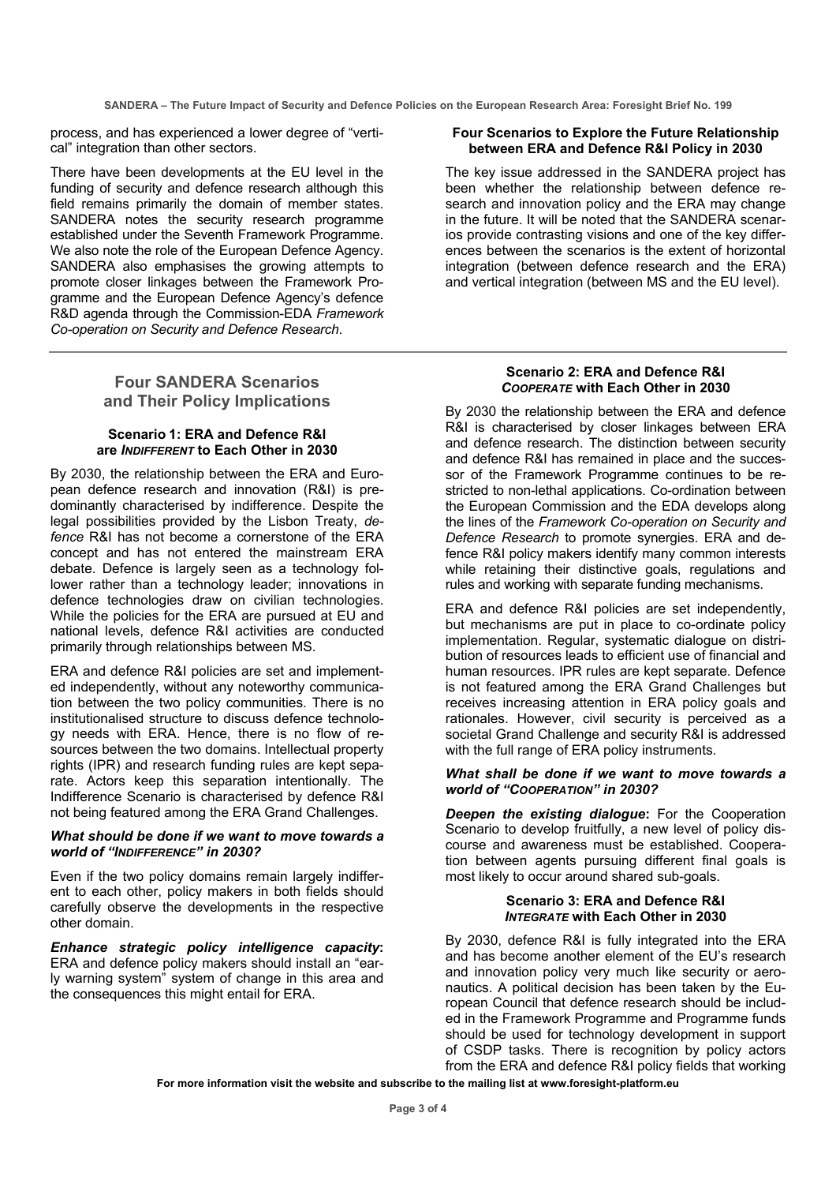process, and has experienced a lower degree of "vertical" integration than other sectors.

There have been developments at the EU level in the funding of security and defence research although this field remains primarily the domain of member states. SANDERA notes the security research programme established under the Seventh Framework Programme. We also note the role of the European Defence Agency. SANDERA also emphasises the growing attempts to promote closer linkages between the Framework Programme and the European Defence Agency's defence R&D agenda through the Commission-EDA *Framework Co-operation on Security and Defence Research*.

#### Four Scenarios to Explore the Future Relationship between ERA and Defence R&I Policy in 2030

The key issue addressed in the SANDERA project has been whether the relationship between defence research and innovation policy and the ERA may change in the future. It will be noted that the SANDERA scenarios provide contrasting visions and one of the key differences between the scenarios is the extent of horizontal integration (between defence research and the ERA) and vertical integration (between MS and the EU level).

## Four SANDERA Scenarios and Their Policy Implications

#### Scenario 1: ERA and Defence R&I are *INDIFFERENT* to Each Other in 2030

By 2030, the relationship between the ERA and European defence research and innovation (R&I) is predominantly characterised by indifference. Despite the legal possibilities provided by the Lisbon Treaty, *defence* R&I has not become a cornerstone of the ERA concept and has not entered the mainstream ERA debate. Defence is largely seen as a technology follower rather than a technology leader; innovations in defence technologies draw on civilian technologies. While the policies for the ERA are pursued at EU and national levels, defence R&I activities are conducted primarily through relationships between MS.

ERA and defence R&I policies are set and implemented independently, without any noteworthy communication between the two policy communities. There is no institutionalised structure to discuss defence technology needs with ERA. Hence, there is no flow of resources between the two domains. Intellectual property rights (IPR) and research funding rules are kept separate. Actors keep this separation intentionally. The Indifference Scenario is characterised by defence R&I not being featured among the ERA Grand Challenges.

***What should be done if we want to move towards a world of "INDIFFERENCE" in 2030?***

Even if the two policy domains remain largely indifferent to each other, policy makers in both fields should carefully observe the developments in the respective other domain.

***Enhance strategic policy intelligence capacity*:** ERA and defence policy makers should install an "early warning system" system of change in this area and the consequences this might entail for ERA.

#### Scenario 2: ERA and Defence R&I *COOPERATE* with Each Other in 2030

By 2030 the relationship between the ERA and defence R&I is characterised by closer linkages between ERA and defence research. The distinction between security and defence R&I has remained in place and the successor of the Framework Programme continues to be restricted to non-lethal applications. Co-ordination between the European Commission and the EDA develops along the lines of the *Framework Co-operation on Security and Defence Research* to promote synergies. ERA and defence R&I policy makers identify many common interests while retaining their distinctive goals, regulations and rules and working with separate funding mechanisms.

ERA and defence R&I policies are set independently, but mechanisms are put in place to co-ordinate policy implementation. Regular, systematic dialogue on distribution of resources leads to efficient use of financial and human resources. IPR rules are kept separate. Defence is not featured among the ERA Grand Challenges but receives increasing attention in ERA policy goals and rationales. However, civil security is perceived as a societal Grand Challenge and security R&I is addressed with the full range of ERA policy instruments.

***What shall be done if we want to move towards a world of "COOPERATION" in 2030?***

***Deepen the existing dialogue*:** For the Cooperation Scenario to develop fruitfully, a new level of policy discourse and awareness must be established. Cooperation between agents pursuing different final goals is most likely to occur around shared sub-goals.

#### Scenario 3: ERA and Defence R&I *INTEGRATE* with Each Other in 2030

By 2030, defence R&I is fully integrated into the ERA and has become another element of the EU's research and innovation policy very much like security or aeronautics. A political decision has been taken by the European Council that defence research should be included in the Framework Programme and Programme funds should be used for technology development in support of CSDP tasks. There is recognition by policy actors from the ERA and defence R&I policy fields that working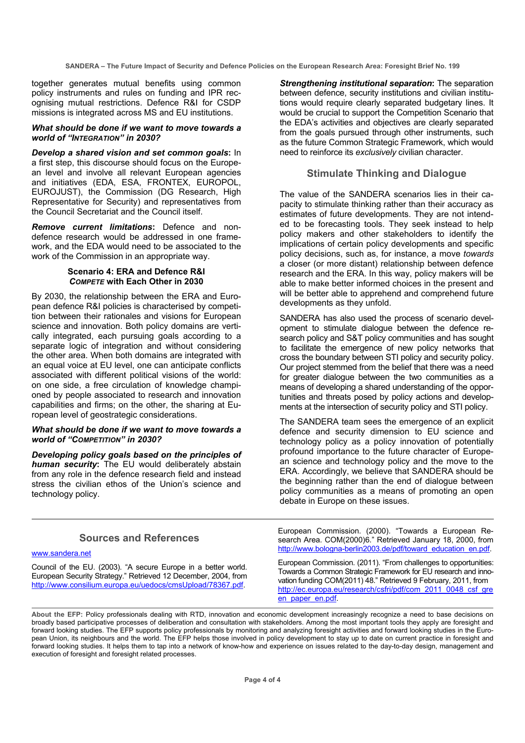together generates mutual benefits using common policy instruments and rules on funding and IPR recognising mutual restrictions. Defence R&I for CSDP missions is integrated across MS and EU institutions.

***What should be done if we want to move towards a world of "INTEGRATION" in 2030?***

***Develop a shared vision and set common goals*:** In a first step, this discourse should focus on the European level and involve all relevant European agencies and initiatives (EDA, ESA, FRONTEX, EUROPOL, EUROJUST), the Commission (DG Research, High Representative for Security) and representatives from the Council Secretariat and the Council itself.

***Remove current limitations*:** Defence and non-defence research would be addressed in one framework, and the EDA would need to be associated to the work of the Commission in an appropriate way.

#### Scenario 4: ERA and Defence R&I *COMPETE* with Each Other in 2030

By 2030, the relationship between the ERA and European defence R&I policies is characterised by competition between their rationales and visions for European science and innovation. Both policy domains are vertically integrated, each pursuing goals according to a separate logic of integration and without considering the other area. When both domains are integrated with an equal voice at EU level, one can anticipate conflicts associated with different political visions of the world: on one side, a free circulation of knowledge championed by people associated to research and innovation capabilities and firms; on the other, the sharing at European level of geostrategic considerations.

***What should be done if we want to move towards a world of "COMPETITION" in 2030?***

***Developing policy goals based on the principles of human security*:** The EU would deliberately abstain from any role in the defence research field and instead stress the civilian ethos of the Union's science and technology policy.

***Strengthening institutional separation*:** The separation between defence, security institutions and civilian institutions would require clearly separated budgetary lines. It would be crucial to support the Competition Scenario that the EDA's activities and objectives are clearly separated from the goals pursued through other instruments, such as the future Common Strategic Framework, which would need to reinforce its *exclusively* civilian character.

## Stimulate Thinking and Dialogue

The value of the SANDERA scenarios lies in their capacity to stimulate thinking rather than their accuracy as estimates of future developments. They are not intended to be forecasting tools. They seek instead to help policy makers and other stakeholders to identify the implications of certain policy developments and specific policy decisions, such as, for instance, a move *towards* a closer (or more distant) relationship between defence research and the ERA. In this way, policy makers will be able to make better informed choices in the present and will be better able to apprehend and comprehend future developments as they unfold.

SANDERA has also used the process of scenario development to stimulate dialogue between the defence research policy and S&T policy communities and has sought to facilitate the emergence of new policy networks that cross the boundary between STI policy and security policy. Our project stemmed from the belief that there was a need for greater dialogue between the two communities as a means of developing a shared understanding of the opportunities and threats posed by policy actions and developments at the intersection of security policy and STI policy.

The SANDERA team sees the emergence of an explicit defence and security dimension to EU science and technology policy as a policy innovation of potentially profound importance to the future character of European science and technology policy and the move to the ERA. Accordingly, we believe that SANDERA should be the beginning rather than the end of dialogue between policy communities as a means of promoting an open debate in Europe on these issues.

## Sources and References

www.sandera.net

Council of the EU. (2003). "A secure Europe in a better world. European Security Strategy." Retrieved 12 December, 2004, from http://www.consilium.europa.eu/uedocs/cmsUpload/78367.pdf.

European Commission. (2000). "Towards a European Research Area. COM(2000)6." Retrieved January 18, 2000, from http://www.bologna-berlin2003.de/pdf/toward_education_en.pdf.

European Commission. (2011). "From challenges to opportunities: Towards a Common Strategic Framework for EU research and innovation funding COM(2011) 48." Retrieved 9 February, 2011, from http://ec.europa.eu/research/csfri/pdf/com_2011_0048_csf_green_paper_en.pdf.

**About the EFP:** Policy professionals dealing with RTD, innovation and economic development increasingly recognize a need to base decisions on broadly based participative processes of deliberation and consultation with stakeholders. Among the most important tools they apply are foresight and forward looking studies. The EFP supports policy professionals by monitoring and analyzing foresight activities and forward looking studies in the European Union, its neighbours and the world. The EFP helps those involved in policy development to stay up to date on current practice in foresight and forward looking studies. It helps them to tap into a network of know-how and experience on issues related to the day-to-day design, management and execution of foresight and foresight related processes.